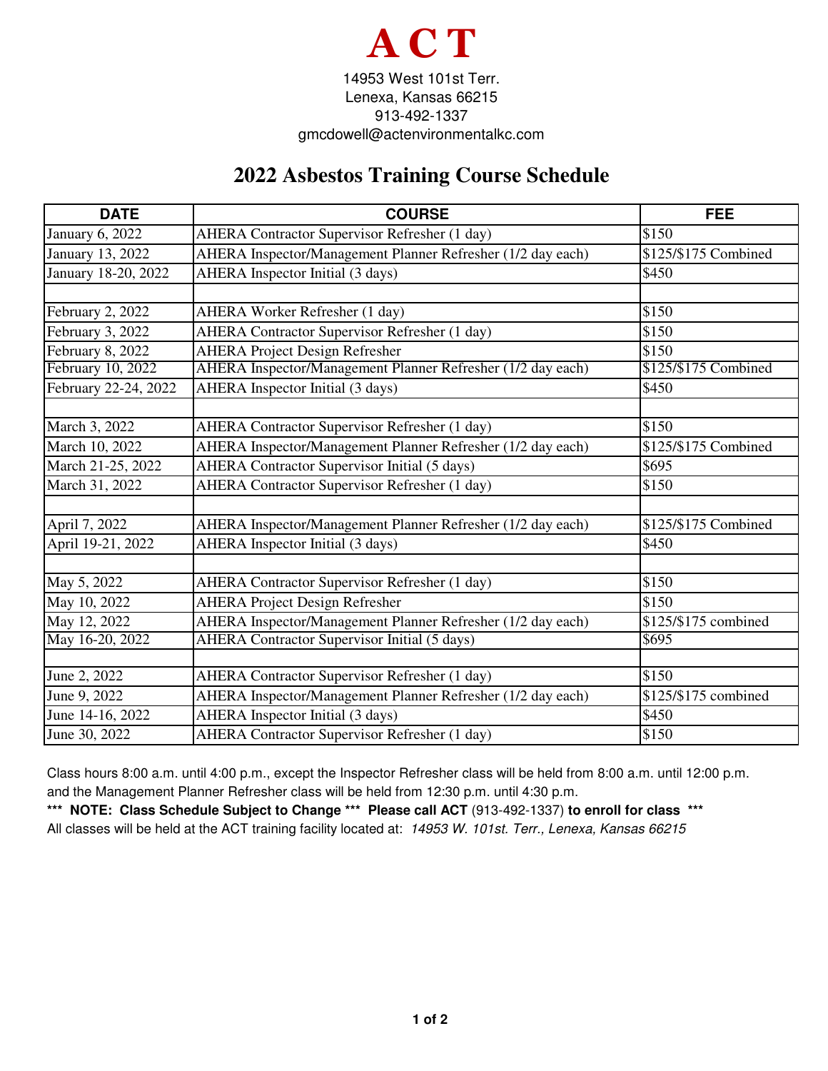# ACT

14953 West 101st Terr.
Lenexa, Kansas 66215
913-492-1337
gmcdowell@actenvironmentalkc.com

## 2022 Asbestos Training Course Schedule

| DATE | COURSE | FEE |
|---|---|---|
| January 6, 2022 | AHERA Contractor Supervisor Refresher (1 day) | $150 |
| January 13, 2022 | AHERA Inspector/Management Planner Refresher (1/2 day each) | $125/$175 Combined |
| January 18-20, 2022 | AHERA Inspector Initial (3 days) | $450 |
| | | |
| February 2, 2022 | AHERA Worker Refresher (1 day) | $150 |
| February 3, 2022 | AHERA Contractor Supervisor Refresher (1 day) | $150 |
| February 8, 2022 | AHERA Project Design Refresher | $150 |
| February 10, 2022 | AHERA Inspector/Management Planner Refresher (1/2 day each) | $125/$175 Combined |
| February 22-24, 2022 | AHERA Inspector Initial (3 days) | $450 |
| | | |
| March 3, 2022 | AHERA Contractor Supervisor Refresher (1 day) | $150 |
| March 10, 2022 | AHERA Inspector/Management Planner Refresher (1/2 day each) | $125/$175 Combined |
| March 21-25, 2022 | AHERA Contractor Supervisor Initial (5 days) | $695 |
| March 31, 2022 | AHERA Contractor Supervisor Refresher (1 day) | $150 |
| | | |
| April 7, 2022 | AHERA Inspector/Management Planner Refresher (1/2 day each) | $125/$175 Combined |
| April 19-21, 2022 | AHERA Inspector Initial (3 days) | $450 |
| | | |
| May 5, 2022 | AHERA Contractor Supervisor Refresher (1 day) | $150 |
| May 10, 2022 | AHERA Project Design Refresher | $150 |
| May 12, 2022 | AHERA Inspector/Management Planner Refresher (1/2 day each) | $125/$175 combined |
| May 16-20, 2022 | AHERA Contractor Supervisor Initial (5 days) | $695 |
| | | |
| June 2, 2022 | AHERA Contractor Supervisor Refresher (1 day) | $150 |
| June 9, 2022 | AHERA Inspector/Management Planner Refresher (1/2 day each) | $125/$175 combined |
| June 14-16, 2022 | AHERA Inspector Initial (3 days) | $450 |
| June 30, 2022 | AHERA Contractor Supervisor Refresher (1 day) | $150 |

Class hours 8:00 a.m. until 4:00 p.m., except the Inspector Refresher class will be held from 8:00 a.m. until 12:00 p.m. and the Management Planner Refresher class will be held from 12:30 p.m. until 4:30 p.m.

**\*\*\* NOTE: Class Schedule Subject to Change \*\*\* Please call ACT** (913-492-1337) **to enroll for class \*\*\***

All classes will be held at the ACT training facility located at: *14953 W. 101st. Terr., Lenexa, Kansas 66215*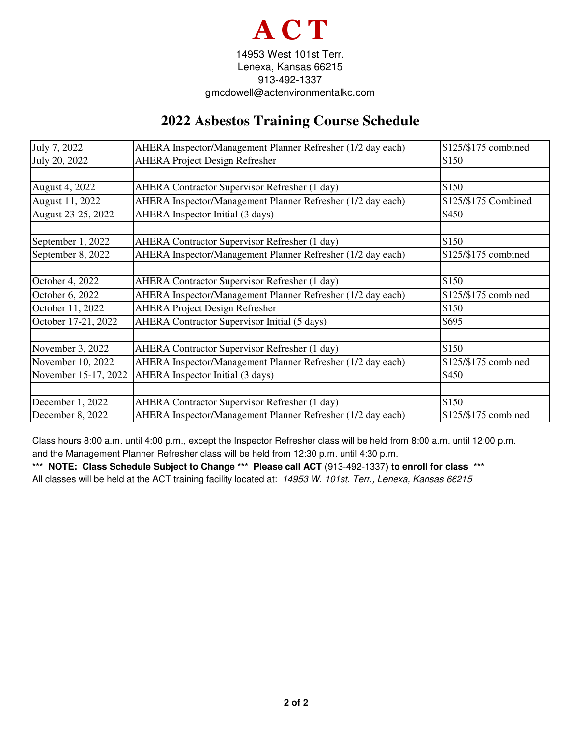# A C T

14953 West 101st Terr.
Lenexa, Kansas 66215
913-492-1337
gmcdowell@actenvironmentalkc.com

## 2022 Asbestos Training Course Schedule

| | | |
|---|---|---|
| July 7, 2022 | AHERA Inspector/Management Planner Refresher (1/2 day each) | $125/$175 combined |
| July 20, 2022 | AHERA Project Design Refresher | $150 |
| | | |
| August 4, 2022 | AHERA Contractor Supervisor Refresher (1 day) | $150 |
| August 11, 2022 | AHERA Inspector/Management Planner Refresher (1/2 day each) | $125/$175 Combined |
| August 23-25, 2022 | AHERA Inspector Initial (3 days) | $450 |
| | | |
| September 1, 2022 | AHERA Contractor Supervisor Refresher (1 day) | $150 |
| September 8, 2022 | AHERA Inspector/Management Planner Refresher (1/2 day each) | $125/$175 combined |
| | | |
| October 4, 2022 | AHERA Contractor Supervisor Refresher (1 day) | $150 |
| October 6, 2022 | AHERA Inspector/Management Planner Refresher (1/2 day each) | $125/$175 combined |
| October 11, 2022 | AHERA Project Design Refresher | $150 |
| October 17-21, 2022 | AHERA Contractor Supervisor Initial (5 days) | $695 |
| | | |
| November 3, 2022 | AHERA Contractor Supervisor Refresher (1 day) | $150 |
| November 10, 2022 | AHERA Inspector/Management Planner Refresher (1/2 day each) | $125/$175 combined |
| November 15-17, 2022 | AHERA Inspector Initial (3 days) | $450 |
| | | |
| December 1, 2022 | AHERA Contractor Supervisor Refresher (1 day) | $150 |
| December 8, 2022 | AHERA Inspector/Management Planner Refresher (1/2 day each) | $125/$175 combined |

Class hours 8:00 a.m. until 4:00 p.m., except the Inspector Refresher class will be held from 8:00 a.m. until 12:00 p.m. and the Management Planner Refresher class will be held from 12:30 p.m. until 4:30 p.m.

**\*\*\* NOTE: Class Schedule Subject to Change \*\*\* Please call ACT** (913-492-1337) **to enroll for class \*\*\***

All classes will be held at the ACT training facility located at: *14953 W. 101st. Terr., Lenexa, Kansas 66215*